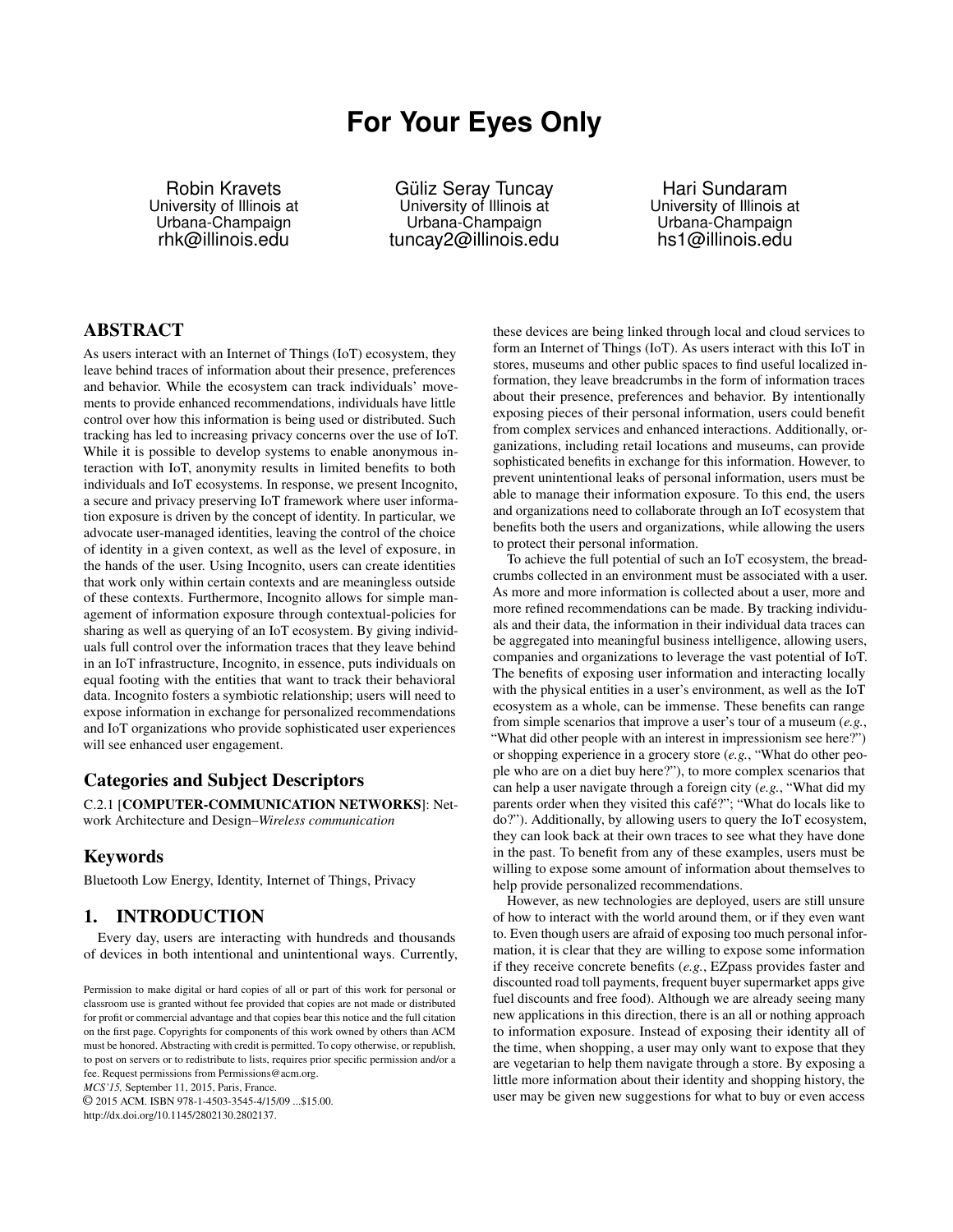# For Your Eyes Only

Robin Kravets
University of Illinois at Urbana-Champaign
rhk@illinois.edu

Güliz Seray Tuncay
University of Illinois at Urbana-Champaign
tuncay2@illinois.edu

Hari Sundaram
University of Illinois at Urbana-Champaign
hs1@illinois.edu

## ABSTRACT

As users interact with an Internet of Things (IoT) ecosystem, they leave behind traces of information about their presence, preferences and behavior. While the ecosystem can track individuals' movements to provide enhanced recommendations, individuals have little control over how this information is being used or distributed. Such tracking has led to increasing privacy concerns over the use of IoT. While it is possible to develop systems to enable anonymous interaction with IoT, anonymity results in limited benefits to both individuals and IoT ecosystems. In response, we present Incognito, a secure and privacy preserving IoT framework where user information exposure is driven by the concept of identity. In particular, we advocate user-managed identities, leaving the control of the choice of identity in a given context, as well as the level of exposure, in the hands of the user. Using Incognito, users can create identities that work only within certain contexts and are meaningless outside of these contexts. Furthermore, Incognito allows for simple management of information exposure through contextual-policies for sharing as well as querying of an IoT ecosystem. By giving individuals full control over the information traces that they leave behind in an IoT infrastructure, Incognito, in essence, puts individuals on equal footing with the entities that want to track their behavioral data. Incognito fosters a symbiotic relationship; users will need to expose information in exchange for personalized recommendations and IoT organizations who provide sophisticated user experiences will see enhanced user engagement.

### Categories and Subject Descriptors

C.2.1 [**COMPUTER-COMMUNICATION NETWORKS**]: Network Architecture and Design–*Wireless communication*

### Keywords

Bluetooth Low Energy, Identity, Internet of Things, Privacy

## 1. INTRODUCTION

Every day, users are interacting with hundreds and thousands of devices in both intentional and unintentional ways. Currently, these devices are being linked through local and cloud services to form an Internet of Things (IoT). As users interact with this IoT in stores, museums and other public spaces to find useful localized information, they leave breadcrumbs in the form of information traces about their presence, preferences and behavior. By intentionally exposing pieces of their personal information, users could benefit from complex services and enhanced interactions. Additionally, organizations, including retail locations and museums, can provide sophisticated benefits in exchange for this information. However, to prevent unintentional leaks of personal information, users must be able to manage their information exposure. To this end, the users and organizations need to collaborate through an IoT ecosystem that benefits both the users and organizations, while allowing the users to protect their personal information.

To achieve the full potential of such an IoT ecosystem, the breadcrumbs collected in an environment must be associated with a user. As more and more information is collected about a user, more and more refined recommendations can be made. By tracking individuals and their data, the information in their individual data traces can be aggregated into meaningful business intelligence, allowing users, companies and organizations to leverage the vast potential of IoT. The benefits of exposing user information and interacting locally with the physical entities in a user's environment, as well as the IoT ecosystem as a whole, can be immense. These benefits can range from simple scenarios that improve a user's tour of a museum (*e.g.*, "What did other people with an interest in impressionism see here?") or shopping experience in a grocery store (*e.g.*, "What do other people who are on a diet buy here?"), to more complex scenarios that can help a user navigate through a foreign city (*e.g.*, "What did my parents order when they visited this café?"; "What do locals like to do?"). Additionally, by allowing users to query the IoT ecosystem, they can look back at their own traces to see what they have done in the past. To benefit from any of these examples, users must be willing to expose some amount of information about themselves to help provide personalized recommendations.

However, as new technologies are deployed, users are still unsure of how to interact with the world around them, or if they even want to. Even though users are afraid of exposing too much personal information, it is clear that they are willing to expose some information if they receive concrete benefits (*e.g.*, EZpass provides faster and discounted road toll payments, frequent buyer supermarket apps give fuel discounts and free food). Although we are already seeing many new applications in this direction, there is an all or nothing approach to information exposure. Instead of exposing their identity all of the time, when shopping, a user may only want to expose that they are vegetarian to help them navigate through a store. By exposing a little more information about their identity and shopping history, the user may be given new suggestions for what to buy or even access

Permission to make digital or hard copies of all or part of this work for personal or classroom use is granted without fee provided that copies are not made or distributed for profit or commercial advantage and that copies bear this notice and the full citation on the first page. Copyrights for components of this work owned by others than ACM must be honored. Abstracting with credit is permitted. To copy otherwise, or republish, to post on servers or to redistribute to lists, requires prior specific permission and/or a fee. Request permissions from Permissions@acm.org.
*MCS'15*, September 11, 2015, Paris, France.
© 2015 ACM. ISBN 978-1-4503-3545-4/15/09 ...$15.00.
http://dx.doi.org/10.1145/2802130.2802137.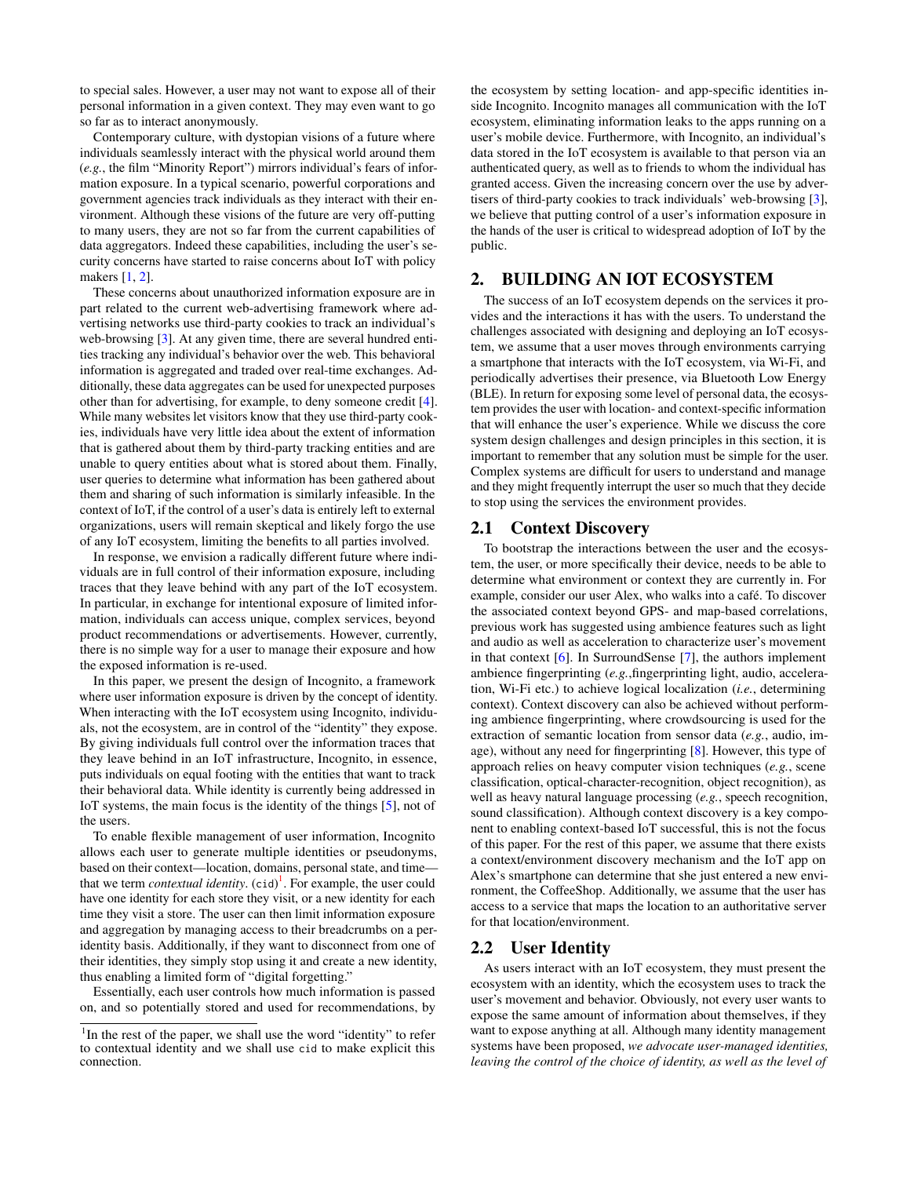to special sales. However, a user may not want to expose all of their personal information in a given context. They may even want to go so far as to interact anonymously.

Contemporary culture, with dystopian visions of a future where individuals seamlessly interact with the physical world around them (*e.g.*, the film "Minority Report") mirrors individual's fears of information exposure. In a typical scenario, powerful corporations and government agencies track individuals as they interact with their environment. Although these visions of the future are very off-putting to many users, they are not so far from the current capabilities of data aggregators. Indeed these capabilities, including the user's security concerns have started to raise concerns about IoT with policy makers [1, 2].

These concerns about unauthorized information exposure are in part related to the current web-advertising framework where advertising networks use third-party cookies to track an individual's web-browsing [3]. At any given time, there are several hundred entities tracking any individual's behavior over the web. This behavioral information is aggregated and traded over real-time exchanges. Additionally, these data aggregates can be used for unexpected purposes other than for advertising, for example, to deny someone credit [4]. While many websites let visitors know that they use third-party cookies, individuals have very little idea about the extent of information that is gathered about them by third-party tracking entities and are unable to query entities about what is stored about them. Finally, user queries to determine what information has been gathered about them and sharing of such information is similarly infeasible. In the context of IoT, if the control of a user's data is entirely left to external organizations, users will remain skeptical and likely forgo the use of any IoT ecosystem, limiting the benefits to all parties involved.

In response, we envision a radically different future where individuals are in full control of their information exposure, including traces that they leave behind with any part of the IoT ecosystem. In particular, in exchange for intentional exposure of limited information, individuals can access unique, complex services, beyond product recommendations or advertisements. However, currently, there is no simple way for a user to manage their exposure and how the exposed information is re-used.

In this paper, we present the design of Incognito, a framework where user information exposure is driven by the concept of identity. When interacting with the IoT ecosystem using Incognito, individuals, not the ecosystem, are in control of the "identity" they expose. By giving individuals full control over the information traces that they leave behind in an IoT infrastructure, Incognito, in essence, puts individuals on equal footing with the entities that want to track their behavioral data. While identity is currently being addressed in IoT systems, the main focus is the identity of the things [5], not of the users.

To enable flexible management of user information, Incognito allows each user to generate multiple identities or pseudonyms, based on their context—location, domains, personal state, and time—that we term *contextual identity*. (`cid`)[1]. For example, the user could have one identity for each store they visit, or a new identity for each time they visit a store. The user can then limit information exposure and aggregation by managing access to their breadcrumbs on a per-identity basis. Additionally, if they want to disconnect from one of their identities, they simply stop using it and create a new identity, thus enabling a limited form of "digital forgetting."

Essentially, each user controls how much information is passed on, and so potentially stored and used for recommendations, by the ecosystem by setting location- and app-specific identities inside Incognito. Incognito manages all communication with the IoT ecosystem, eliminating information leaks to the apps running on a user's mobile device. Furthermore, with Incognito, an individual's data stored in the IoT ecosystem is available to that person via an authenticated query, as well as to friends to whom the individual has granted access. Given the increasing concern over the use by advertisers of third-party cookies to track individuals' web-browsing [3], we believe that putting control of a user's information exposure in the hands of the user is critical to widespread adoption of IoT by the public.

[1] In the rest of the paper, we shall use the word "identity" to refer to contextual identity and we shall use `cid` to make explicit this connection.

## 2. BUILDING AN IOT ECOSYSTEM

The success of an IoT ecosystem depends on the services it provides and the interactions it has with the users. To understand the challenges associated with designing and deploying an IoT ecosystem, we assume that a user moves through environments carrying a smartphone that interacts with the IoT ecosystem, via Wi-Fi, and periodically advertises their presence, via Bluetooth Low Energy (BLE). In return for exposing some level of personal data, the ecosystem provides the user with location- and context-specific information that will enhance the user's experience. While we discuss the core system design challenges and design principles in this section, it is important to remember that any solution must be simple for the user. Complex systems are difficult for users to understand and manage and they might frequently interrupt the user so much that they decide to stop using the services the environment provides.

### 2.1 Context Discovery

To bootstrap the interactions between the user and the ecosystem, the user, or more specifically their device, needs to be able to determine what environment or context they are currently in. For example, consider our user Alex, who walks into a café. To discover the associated context beyond GPS- and map-based correlations, previous work has suggested using ambience features such as light and audio as well as acceleration to characterize user's movement in that context [6]. In SurroundSense [7], the authors implement ambience fingerprinting (*e.g.*,fingerprinting light, audio, acceleration, Wi-Fi etc.) to achieve logical localization (*i.e.*, determining context). Context discovery can also be achieved without performing ambience fingerprinting, where crowdsourcing is used for the extraction of semantic location from sensor data (*e.g.*, audio, image), without any need for fingerprinting [8]. However, this type of approach relies on heavy computer vision techniques (*e.g.*, scene classification, optical-character-recognition, object recognition), as well as heavy natural language processing (*e.g.*, speech recognition, sound classification). Although context discovery is a key component to enabling context-based IoT successful, this is not the focus of this paper. For the rest of this paper, we assume that there exists a context/environment discovery mechanism and the IoT app on Alex's smartphone can determine that she just entered a new environment, the CoffeeShop. Additionally, we assume that the user has access to a service that maps the location to an authoritative server for that location/environment.

### 2.2 User Identity

As users interact with an IoT ecosystem, they must present the ecosystem with an identity, which the ecosystem uses to track the user's movement and behavior. Obviously, not every user wants to expose the same amount of information about themselves, if they want to expose anything at all. Although many identity management systems have been proposed, *we advocate user-managed identities, leaving the control of the choice of identity, as well as the level of*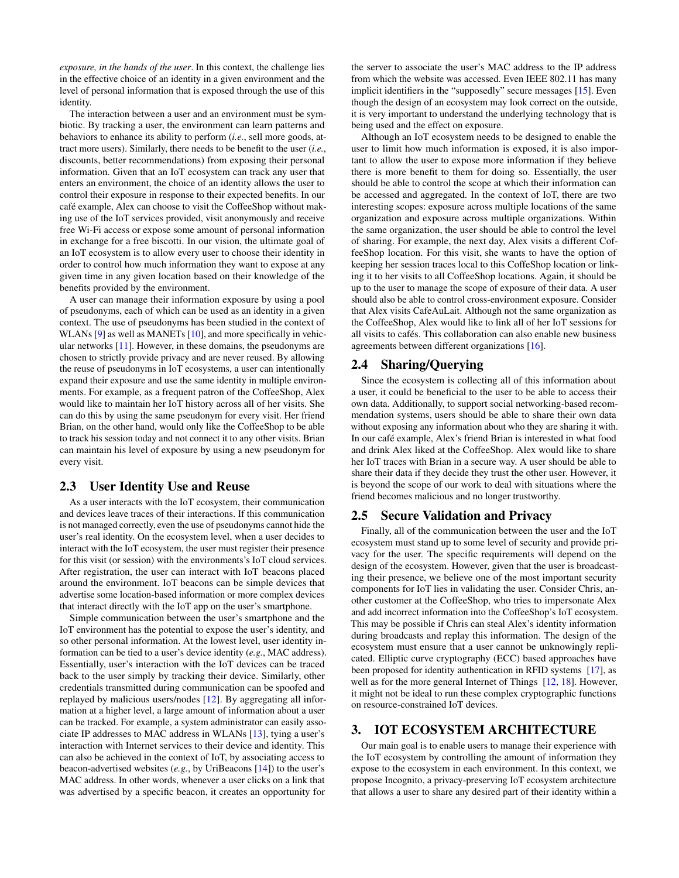*exposure, in the hands of the user*. In this context, the challenge lies in the effective choice of an identity in a given environment and the level of personal information that is exposed through the use of this identity.

The interaction between a user and an environment must be symbiotic. By tracking a user, the environment can learn patterns and behaviors to enhance its ability to perform (*i.e.*, sell more goods, attract more users). Similarly, there needs to be benefit to the user (*i.e.*, discounts, better recommendations) from exposing their personal information. Given that an IoT ecosystem can track any user that enters an environment, the choice of an identity allows the user to control their exposure in response to their expected benefits. In our café example, Alex can choose to visit the CoffeeShop without making use of the IoT services provided, visit anonymously and receive free Wi-Fi access or expose some amount of personal information in exchange for a free biscotti. In our vision, the ultimate goal of an IoT ecosystem is to allow every user to choose their identity in order to control how much information they want to expose at any given time in any given location based on their knowledge of the benefits provided by the environment.

A user can manage their information exposure by using a pool of pseudonyms, each of which can be used as an identity in a given context. The use of pseudonyms has been studied in the context of WLANs [9] as well as MANETs [10], and more specifically in vehicular networks [11]. However, in these domains, the pseudonyms are chosen to strictly provide privacy and are never reused. By allowing the reuse of pseudonyms in IoT ecosystems, a user can intentionally expand their exposure and use the same identity in multiple environments. For example, as a frequent patron of the CoffeeShop, Alex would like to maintain her IoT history across all of her visits. She can do this by using the same pseudonym for every visit. Her friend Brian, on the other hand, would only like the CoffeeShop to be able to track his session today and not connect it to any other visits. Brian can maintain his level of exposure by using a new pseudonym for every visit.

## 2.3 User Identity Use and Reuse

As a user interacts with the IoT ecosystem, their communication and devices leave traces of their interactions. If this communication is not managed correctly, even the use of pseudonyms cannot hide the user's real identity. On the ecosystem level, when a user decides to interact with the IoT ecosystem, the user must register their presence for this visit (or session) with the environments's IoT cloud services. After registration, the user can interact with IoT beacons placed around the environment. IoT beacons can be simple devices that advertise some location-based information or more complex devices that interact directly with the IoT app on the user's smartphone.

Simple communication between the user's smartphone and the IoT environment has the potential to expose the user's identity, and so other personal information. At the lowest level, user identity information can be tied to a user's device identity (*e.g.*, MAC address). Essentially, user's interaction with the IoT devices can be traced back to the user simply by tracking their device. Similarly, other credentials transmitted during communication can be spoofed and replayed by malicious users/nodes [12]. By aggregating all information at a higher level, a large amount of information about a user can be tracked. For example, a system administrator can easily associate IP addresses to MAC address in WLANs [13], tying a user's interaction with Internet services to their device and identity. This can also be achieved in the context of IoT, by associating access to beacon-advertised websites (*e.g.*, by UriBeacons [14]) to the user's MAC address. In other words, whenever a user clicks on a link that was advertised by a specific beacon, it creates an opportunity for the server to associate the user's MAC address to the IP address from which the website was accessed. Even IEEE 802.11 has many implicit identifiers in the "supposedly" secure messages [15]. Even though the design of an ecosystem may look correct on the outside, it is very important to understand the underlying technology that is being used and the effect on exposure.

Although an IoT ecosystem needs to be designed to enable the user to limit how much information is exposed, it is also important to allow the user to expose more information if they believe there is more benefit to them for doing so. Essentially, the user should be able to control the scope at which their information can be accessed and aggregated. In the context of IoT, there are two interesting scopes: exposure across multiple locations of the same organization and exposure across multiple organizations. Within the same organization, the user should be able to control the level of sharing. For example, the next day, Alex visits a different CoffeeShop location. For this visit, she wants to have the option of keeping her session traces local to this CoffeeShop location or linking it to her visits to all CoffeeShop locations. Again, it should be up to the user to manage the scope of exposure of their data. A user should also be able to control cross-environment exposure. Consider that Alex visits CafeAuLait. Although not the same organization as the CoffeeShop, Alex would like to link all of her IoT sessions for all visits to cafés. This collaboration can also enable new business agreements between different organizations [16].

## 2.4 Sharing/Querying

Since the ecosystem is collecting all of this information about a user, it could be beneficial to the user to be able to access their own data. Additionally, to support social networking-based recommendation systems, users should be able to share their own data without exposing any information about who they are sharing it with. In our café example, Alex's friend Brian is interested in what food and drink Alex liked at the CoffeeShop. Alex would like to share her IoT traces with Brian in a secure way. A user should be able to share their data if they decide they trust the other user. However, it is beyond the scope of our work to deal with situations where the friend becomes malicious and no longer trustworthy.

## 2.5 Secure Validation and Privacy

Finally, all of the communication between the user and the IoT ecosystem must stand up to some level of security and provide privacy for the user. The specific requirements will depend on the design of the ecosystem. However, given that the user is broadcasting their presence, we believe one of the most important security components for IoT lies in validating the user. Consider Chris, another customer at the CoffeeShop, who tries to impersonate Alex and add incorrect information into the CoffeeShop's IoT ecosystem. This may be possible if Chris can steal Alex's identity information during broadcasts and replay this information. The design of the ecosystem must ensure that a user cannot be unknowingly replicated. Elliptic curve cryptography (ECC) based approaches have been proposed for identity authentication in RFID systems [17], as well as for the more general Internet of Things [12, 18]. However, it might not be ideal to run these complex cryptographic functions on resource-constrained IoT devices.

# 3. IOT ECOSYSTEM ARCHITECTURE

Our main goal is to enable users to manage their experience with the IoT ecosystem by controlling the amount of information they expose to the ecosystem in each environment. In this context, we propose Incognito, a privacy-preserving IoT ecosystem architecture that allows a user to share any desired part of their identity within a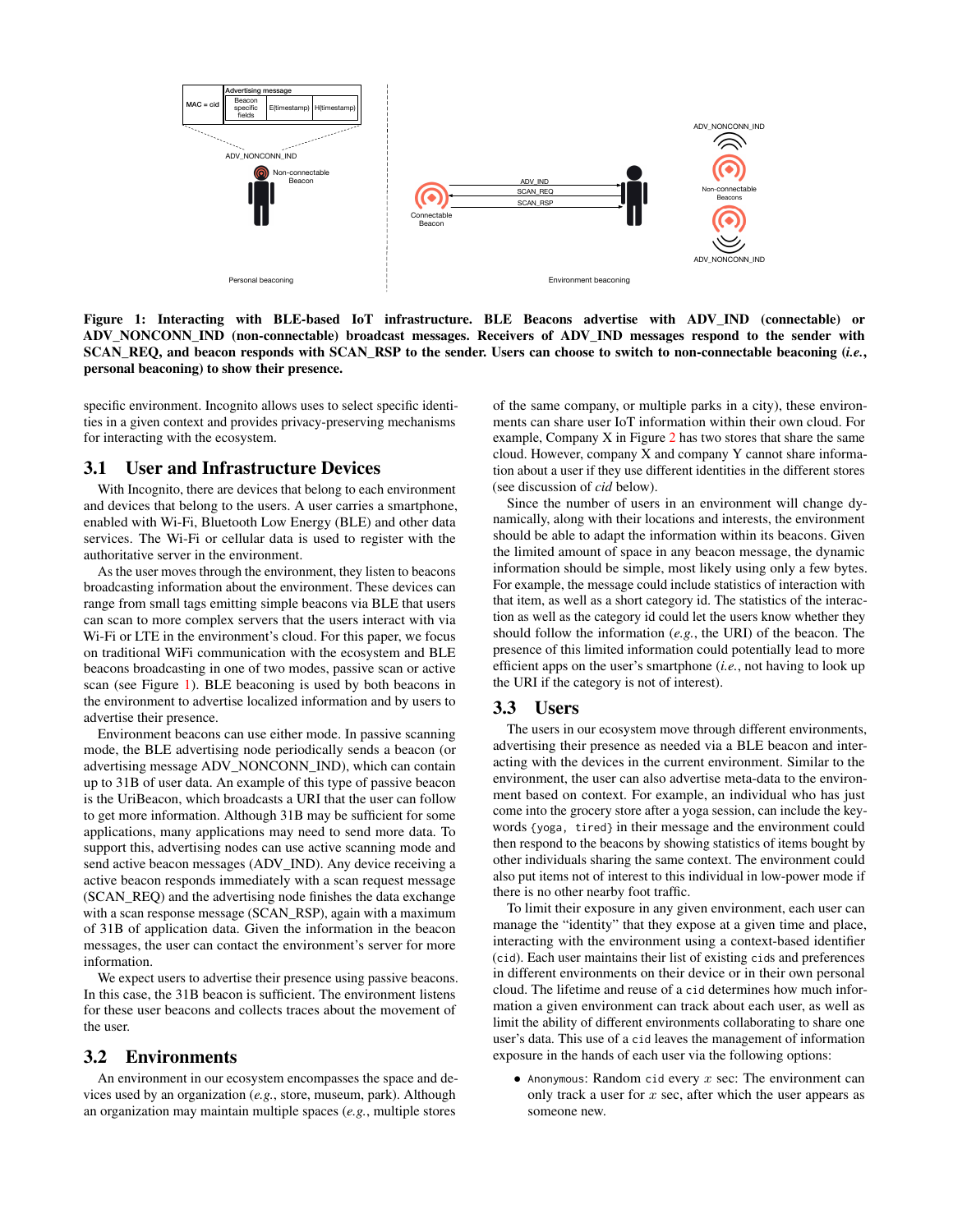**Figure 1: Interacting with BLE-based IoT infrastructure. BLE Beacons advertise with ADV_IND (connectable) or ADV_NONCONN_IND (non-connectable) broadcast messages. Receivers of ADV_IND messages respond to the sender with SCAN_REQ, and beacon responds with SCAN_RSP to the sender. Users can choose to switch to non-connectable beaconing (*i.e.*, personal beaconing) to show their presence.**

specific environment. Incognito allows uses to select specific identities in a given context and provides privacy-preserving mechanisms for interacting with the ecosystem.

## 3.1 User and Infrastructure Devices

With Incognito, there are devices that belong to each environment and devices that belong to the users. A user carries a smartphone, enabled with Wi-Fi, Bluetooth Low Energy (BLE) and other data services. The Wi-Fi or cellular data is used to register with the authoritative server in the environment.

As the user moves through the environment, they listen to beacons broadcasting information about the environment. These devices can range from small tags emitting simple beacons via BLE that users can scan to more complex servers that the users interact with via Wi-Fi or LTE in the environment's cloud. For this paper, we focus on traditional WiFi communication with the ecosystem and BLE beacons broadcasting in one of two modes, passive scan or active scan (see Figure 1). BLE beaconing is used by both beacons in the environment to advertise localized information and by users to advertise their presence.

Environment beacons can use either mode. In passive scanning mode, the BLE advertising node periodically sends a beacon (or advertising message ADV_NONCONN_IND), which can contain up to 31B of user data. An example of this type of passive beacon is the UriBeacon, which broadcasts a URI that the user can follow to get more information. Although 31B may be sufficient for some applications, many applications may need to send more data. To support this, advertising nodes can use active scanning mode and send active beacon messages (ADV_IND). Any device receiving a active beacon responds immediately with a scan request message (SCAN_REQ) and the advertising node finishes the data exchange with a scan response message (SCAN_RSP), again with a maximum of 31B of application data. Given the information in the beacon messages, the user can contact the environment's server for more information.

We expect users to advertise their presence using passive beacons. In this case, the 31B beacon is sufficient. The environment listens for these user beacons and collects traces about the movement of the user.

## 3.2 Environments

An environment in our ecosystem encompasses the space and devices used by an organization (*e.g.*, store, museum, park). Although an organization may maintain multiple spaces (*e.g.*, multiple stores of the same company, or multiple parks in a city), these environments can share user IoT information within their own cloud. For example, Company X in Figure 2 has two stores that share the same cloud. However, company X and company Y cannot share information about a user if they use different identities in the different stores (see discussion of *cid* below).

Since the number of users in an environment will change dynamically, along with their locations and interests, the environment should be able to adapt the information within its beacons. Given the limited amount of space in any beacon message, the dynamic information should be simple, most likely using only a few bytes. For example, the message could include statistics of interaction with that item, as well as a short category id. The statistics of the interaction as well as the category id could let the users know whether they should follow the information (*e.g.*, the URI) of the beacon. The presence of this limited information could potentially lead to more efficient apps on the user's smartphone (*i.e.*, not having to look up the URI if the category is not of interest).

## 3.3 Users

The users in our ecosystem move through different environments, advertising their presence as needed via a BLE beacon and interacting with the devices in the current environment. Similar to the environment, the user can also advertise meta-data to the environment based on context. For example, an individual who has just come into the grocery store after a yoga session, can include the keywords `{yoga, tired}` in their message and the environment could then respond to the beacons by showing statistics of items bought by other individuals sharing the same context. The environment could also put items not of interest to this individual in low-power mode if there is no other nearby foot traffic.

To limit their exposure in any given environment, each user can manage the "identity" that they expose at a given time and place, interacting with the environment using a context-based identifier (`cid`). Each user maintains their list of existing `cid`s and preferences in different environments on their device or in their own personal cloud. The lifetime and reuse of a `cid` determines how much information a given environment can track about each user, as well as limit the ability of different environments collaborating to share one user's data. This use of a `cid` leaves the management of information exposure in the hands of each user via the following options:

- `Anonymous`: Random `cid` every $x$ sec: The environment can only track a user for $x$ sec, after which the user appears as someone new.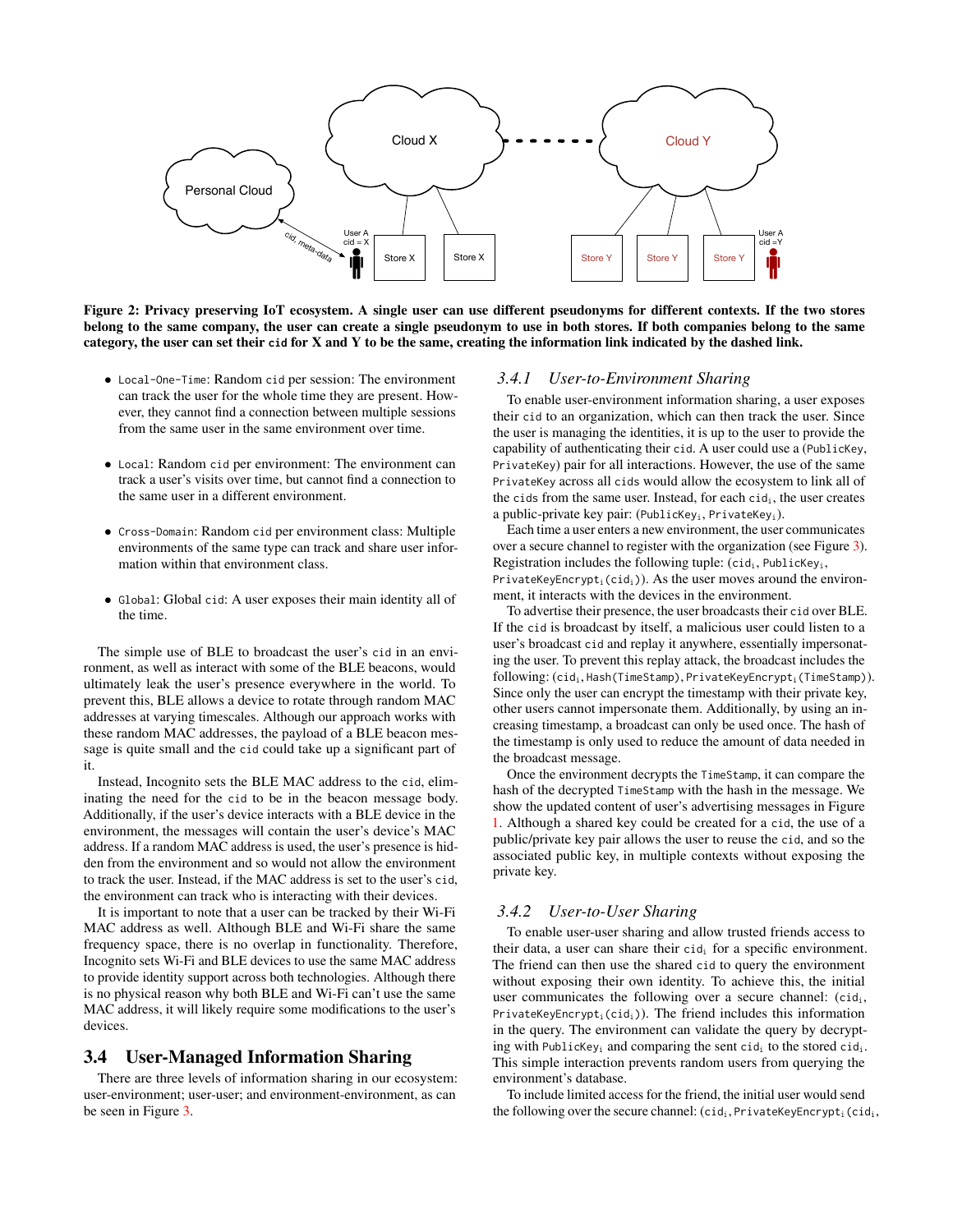Personal Cloud

Cloud X

Cloud Y

cid, meta-data

User A
cid = X

Store X

Store X

Store Y

Store Y

Store Y

User A
cid =Y

**Figure 2: Privacy preserving IoT ecosystem. A single user can use different pseudonyms for different contexts. If the two stores belong to the same company, the user can create a single pseudonym to use in both stores. If both companies belong to the same category, the user can set their `cid` for X and Y to be the same, creating the information link indicated by the dashed link.**

- `Local-One-Time`: Random `cid` per session: The environment can track the user for the whole time they are present. However, they cannot find a connection between multiple sessions from the same user in the same environment over time.
- `Local`: Random `cid` per environment: The environment can track a user's visits over time, but cannot find a connection to the same user in a different environment.
- `Cross-Domain`: Random `cid` per environment class: Multiple environments of the same type can track and share user information within that environment class.
- `Global`: Global `cid`: A user exposes their main identity all of the time.

The simple use of BLE to broadcast the user's `cid` in an environment, as well as interact with some of the BLE beacons, would ultimately leak the user's presence everywhere in the world. To prevent this, BLE allows a device to rotate through random MAC addresses at varying timescales. Although our approach works with these random MAC addresses, the payload of a BLE beacon message is quite small and the `cid` could take up a significant part of it.

Instead, Incognito sets the BLE MAC address to the `cid`, eliminating the need for the `cid` to be in the beacon message body. Additionally, if the user's device interacts with a BLE device in the environment, the messages will contain the user's device's MAC address. If a random MAC address is used, the user's presence is hidden from the environment and so would not allow the environment to track the user. Instead, if the MAC address is set to the user's `cid`, the environment can track who is interacting with their devices.

It is important to note that a user can be tracked by their Wi-Fi MAC address as well. Although BLE and Wi-Fi share the same frequency space, there is no overlap in functionality. Therefore, Incognito sets Wi-Fi and BLE devices to use the same MAC address to provide identity support across both technologies. Although there is no physical reason why both BLE and Wi-Fi can't use the same MAC address, it will likely require some modifications to the user's devices.

## 3.4 User-Managed Information Sharing

There are three levels of information sharing in our ecosystem: user-environment; user-user; and environment-environment, as can be seen in Figure 3.

### 3.4.1 User-to-Environment Sharing

To enable user-environment information sharing, a user exposes their `cid` to an organization, which can then track the user. Since the user is managing the identities, it is up to the user to provide the capability of authenticating their `cid`. A user could use a (`PublicKey`, `PrivateKey`) pair for all interactions. However, the use of the same `PrivateKey` across all `cid`s would allow the ecosystem to link all of the `cid`s from the same user. Instead, for each $\texttt{cid}_i$, the user creates a public-private key pair: ($\texttt{PublicKey}_i$, $\texttt{PrivateKey}_i$).

Each time a user enters a new environment, the user communicates over a secure channel to register with the organization (see Figure 3). Registration includes the following tuple: ($\texttt{cid}_i$, $\texttt{PublicKey}_i$, $\texttt{PrivateKeyEncrypt}_i(\texttt{cid}_i)$). As the user moves around the environment, it interacts with the devices in the environment.

To advertise their presence, the user broadcasts their `cid` over BLE. If the `cid` is broadcast by itself, a malicious user could listen to a user's broadcast `cid` and replay it anywhere, essentially impersonating the user. To prevent this replay attack, the broadcast includes the following: ($\texttt{cid}_i$, $\texttt{Hash}(\texttt{TimeStamp})$, $\texttt{PrivateKeyEncrypt}_i(\texttt{TimeStamp})$). Since only the user can encrypt the timestamp with their private key, other users cannot impersonate them. Additionally, by using an increasing timestamp, a broadcast can only be used once. The hash of the timestamp is only used to reduce the amount of data needed in the broadcast message.

Once the environment decrypts the `TimeStamp`, it can compare the hash of the decrypted `TimeStamp` with the hash in the message. We show the updated content of user's advertising messages in Figure 1. Although a shared key could be created for a `cid`, the use of a public/private key pair allows the user to reuse the `cid`, and so the associated public key, in multiple contexts without exposing the private key.

### 3.4.2 User-to-User Sharing

To enable user-user sharing and allow trusted friends access to their data, a user can share their $\texttt{cid}_i$ for a specific environment. The friend can then use the shared `cid` to query the environment without exposing their own identity. To achieve this, the initial user communicates the following over a secure channel: ($\texttt{cid}_i$, $\texttt{PrivateKeyEncrypt}_i(\texttt{cid}_i)$). The friend includes this information in the query. The environment can validate the query by decrypting with $\texttt{PublicKey}_i$ and comparing the sent $\texttt{cid}_i$ to the stored $\texttt{cid}_i$. This simple interaction prevents random users from querying the environment's database.

To include limited access for the friend, the initial user would send the following over the secure channel: ($\texttt{cid}_i$, $\texttt{PrivateKeyEncrypt}_i$($\texttt{cid}_i$,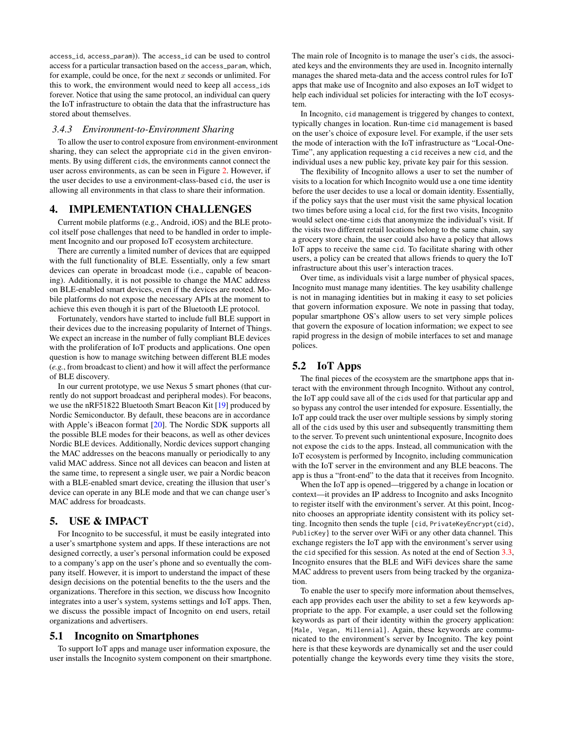access_id, access_param)). The access_id can be used to control access for a particular transaction based on the access_param, which, for example, could be once, for the next $x$ seconds or unlimited. For this to work, the environment would need to keep all access_ids forever. Notice that using the same protocol, an individual can query the IoT infrastructure to obtain the data that the infrastructure has stored about themselves.

#### *3.4.3 Environment-to-Environment Sharing*

To allow the user to control exposure from environment-environment sharing, they can select the appropriate cid in the given environments. By using different cids, the environments cannot connect the user across environments, as can be seen in Figure 2. However, if the user decides to use a environment-class-based cid, the user is allowing all environments in that class to share their information.

## 4. IMPLEMENTATION CHALLENGES

Current mobile platforms (e.g., Android, iOS) and the BLE protocol itself pose challenges that need to be handled in order to implement Incognito and our proposed IoT ecosystem architecture.

There are currently a limited number of devices that are equipped with the full functionality of BLE. Essentially, only a few smart devices can operate in broadcast mode (i.e., capable of beaconing). Additionally, it is not possible to change the MAC address on BLE-enabled smart devices, even if the devices are rooted. Mobile platforms do not expose the necessary APIs at the moment to achieve this even though it is part of the Bluetooth LE protocol.

Fortunately, vendors have started to include full BLE support in their devices due to the increasing popularity of Internet of Things. We expect an increase in the number of fully compliant BLE devices with the proliferation of IoT products and applications. One open question is how to manage switching between different BLE modes (*e.g.*, from broadcast to client) and how it will affect the performance of BLE discovery.

In our current prototype, we use Nexus 5 smart phones (that currently do not support broadcast and peripheral modes). For beacons, we use the nRF51822 Bluetooth Smart Beacon Kit [19] produced by Nordic Semiconductor. By default, these beacons are in accordance with Apple's iBeacon format [20]. The Nordic SDK supports all the possible BLE modes for their beacons, as well as other devices Nordic BLE devices. Additionally, Nordic devices support changing the MAC addresses on the beacons manually or periodically to any valid MAC address. Since not all devices can beacon and listen at the same time, to represent a single user, we pair a Nordic beacon with a BLE-enabled smart device, creating the illusion that user's device can operate in any BLE mode and that we can change user's MAC address for broadcasts.

## 5. USE & IMPACT

For Incognito to be successful, it must be easily integrated into a user's smartphone system and apps. If these interactions are not designed correctly, a user's personal information could be exposed to a company's app on the user's phone and so eventually the company itself. However, it is import to understand the impact of these design decisions on the potential benefits to the the users and the organizations. Therefore in this section, we discuss how Incognito integrates into a user's system, systems settings and IoT apps. Then, we discuss the possible impact of Incognito on end users, retail organizations and advertisers.

### 5.1 Incognito on Smartphones

To support IoT apps and manage user information exposure, the user installs the Incognito system component on their smartphone. The main role of Incognito is to manage the user's cids, the associated keys and the environments they are used in. Incognito internally manages the shared meta-data and the access control rules for IoT apps that make use of Incognito and also exposes an IoT widget to help each individual set policies for interacting with the IoT ecosystem.

In Incognito, cid management is triggered by changes to context, typically changes in location. Run-time cid management is based on the user's choice of exposure level. For example, if the user sets the mode of interaction with the IoT infrastructure as "Local-One-Time", any application requesting a cid receives a new cid, and the individual uses a new public key, private key pair for this session.

The flexibility of Incognito allows a user to set the number of visits to a location for which Incognito would use a one time identity before the user decides to use a local or domain identity. Essentially, if the policy says that the user must visit the same physical location two times before using a local cid, for the first two visits, Incognito would select one-time cids that anonymize the individual's visit. If the visits two different retail locations belong to the same chain, say a grocery store chain, the user could also have a policy that allows IoT apps to receive the same cid. To facilitate sharing with other users, a policy can be created that allows friends to query the IoT infrastructure about this user's interaction traces.

Over time, as individuals visit a large number of physical spaces, Incognito must manage many identities. The key usability challenge is not in managing identities but in making it easy to set policies that govern information exposure. We note in passing that today, popular smartphone OS's allow users to set very simple polices that govern the exposure of location information; we expect to see rapid progress in the design of mobile interfaces to set and manage polices.

### 5.2 IoT Apps

The final pieces of the ecosystem are the smartphone apps that interact with the environment through Incognito. Without any control, the IoT app could save all of the cids used for that particular app and so bypass any control the user intended for exposure. Essentially, the IoT app could track the user over multiple sessions by simply storing all of the cids used by this user and subsequently transmitting them to the server. To prevent such unintentional exposure, Incognito does not expose the cids to the apps. Instead, all communication with the IoT ecosystem is performed by Incognito, including communication with the IoT server in the environment and any BLE beacons. The app is thus a "front-end" to the data that it receives from Incognito.

When the IoT app is opened—triggered by a change in location or context—it provides an IP address to Incognito and asks Incognito to register itself with the environment's server. At this point, Incognito chooses an appropriate identity consistent with its policy setting. Incognito then sends the tuple {cid, PrivateKeyEncrypt(cid), PublicKey} to the server over WiFi or any other data channel. This exchange registers the IoT app with the environment's server using the cid specified for this session. As noted at the end of Section 3.3, Incognito ensures that the BLE and WiFi devices share the same MAC address to prevent users from being tracked by the organization.

To enable the user to specify more information about themselves, each app provides each user the ability to set a few keywords appropriate to the app. For example, a user could set the following keywords as part of their identity within the grocery application: {Male, Vegan, Millennial}. Again, these keywords are communicated to the environment's server by Incognito. The key point here is that these keywords are dynamically set and the user could potentially change the keywords every time they visits the store,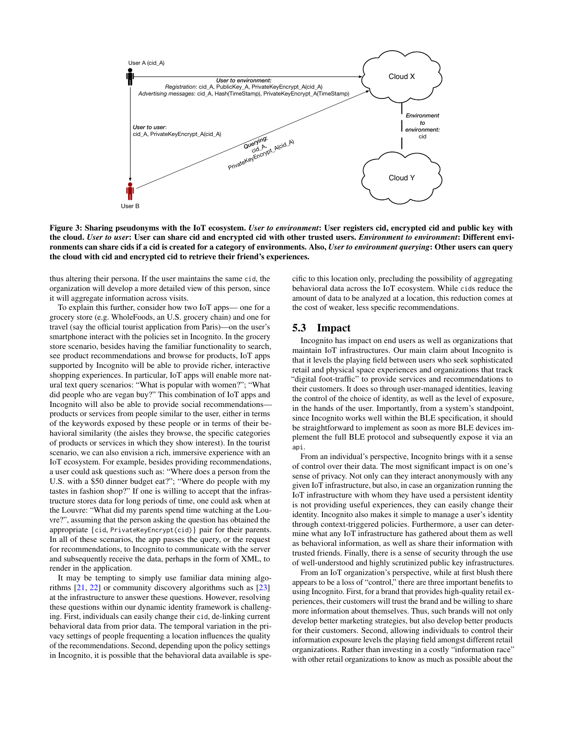User A (cid_A)

User to environment:
Registration: cid_A, PublicKey_A, PrivateKeyEncrypt_A(cid_A)
Advertising messages: cid_A, Hash(TimeStamp), PrivateKeyEncrypt_A(TimeStamp)

Cloud X

Environment to environment: cid

Cloud Y

User to user:
cid_A, PrivateKeyEncrypt_A(cid_A)

Querying:
cid_A,
PrivateKeyEncrypt_A(cid_A)

User B

**Figure 3: Sharing pseudonyms with the IoT ecosystem.** ***User to environment*****: User registers cid, encrypted cid and public key with the cloud.** ***User to user*****: User can share cid and encrypted cid with other trusted users.** ***Environment to environment*****: Different environments can share cids if a cid is created for a category of environments. Also,** ***User to environment querying*****: Other users can query the cloud with cid and encrypted cid to retrieve their friend's experiences.**

thus altering their persona. If the user maintains the same `cid`, the organization will develop a more detailed view of this person, since it will aggregate information across visits.

To explain this further, consider how two IoT apps— one for a grocery store (e.g. WholeFoods, an U.S. grocery chain) and one for travel (say the official tourist application from Paris)—on the user's smartphone interact with the policies set in Incognito. In the grocery store scenario, besides having the familiar functionality to search, see product recommendations and browse for products, IoT apps supported by Incognito will be able to provide richer, interactive shopping experiences. In particular, IoT apps will enable more natural text query scenarios: "What is popular with women?"; "What did people who are vegan buy?" This combination of IoT apps and Incognito will also be able to provide social recommendations—products or services from people similar to the user, either in terms of the keywords exposed by these people or in terms of their behavioral similarity (the aisles they browse, the specific categories of products or services in which they show interest). In the tourist scenario, we can also envision a rich, immersive experience with an IoT ecosystem. For example, besides providing recommendations, a user could ask questions such as: "Where does a person from the U.S. with a $50 dinner budget eat?"; "Where do people with my tastes in fashion shop?" If one is willing to accept that the infrastructure stores data for long periods of time, one could ask when at the Louvre: "What did my parents spend time watching at the Louvre?", assuming that the person asking the question has obtained the appropriate {`cid`, `PrivateKeyEncrypt(cid)`} pair for their parents. In all of these scenarios, the app passes the query, or the request for recommendations, to Incognito to communicate with the server and subsequently receive the data, perhaps in the form of XML, to render in the application.

It may be tempting to simply use familiar data mining algorithms [21, 22] or community discovery algorithms such as [23] at the infrastructure to answer these questions. However, resolving these questions within our dynamic identity framework is challenging. First, individuals can easily change their `cid`, de-linking current behavioral data from prior data. The temporal variation in the privacy settings of people frequenting a location influences the quality of the recommendations. Second, depending upon the policy settings in Incognito, it is possible that the behavioral data available is specific to this location only, precluding the possibility of aggregating behavioral data across the IoT ecosystem. While `cids` reduce the amount of data to be analyzed at a location, this reduction comes at the cost of weaker, less specific recommendations.

## 5.3 Impact

Incognito has impact on end users as well as organizations that maintain IoT infrastructures. Our main claim about Incognito is that it levels the playing field between users who seek sophisticated retail and physical space experiences and organizations that track "digital foot-traffic" to provide services and recommendations to their customers. It does so through user-managed identities, leaving the control of the choice of identity, as well as the level of exposure, in the hands of the user. Importantly, from a system's standpoint, since Incognito works well within the BLE specification, it should be straightforward to implement as soon as more BLE devices implement the full BLE protocol and subsequently expose it via an `api`.

From an individual's perspective, Incognito brings with it a sense of control over their data. The most significant impact is on one's sense of privacy. Not only can they interact anonymously with any given IoT infrastructure, but also, in case an organization running the IoT infrastructure with whom they have used a persistent identity is not providing useful experiences, they can easily change their identity. Incognito also makes it simple to manage a user's identity through context-triggered policies. Furthermore, a user can determine what any IoT infrastructure has gathered about them as well as behavioral information, as well as share their information with trusted friends. Finally, there is a sense of security through the use of well-understood and highly scrutinized public key infrastructures.

From an IoT organization's perspective, while at first blush there appears to be a loss of "control," there are three important benefits to using Incognito. First, for a brand that provides high-quality retail experiences, their customers will trust the brand and be willing to share more information about themselves. Thus, such brands will not only develop better marketing strategies, but also develop better products for their customers. Second, allowing individuals to control their information exposure levels the playing field amongst different retail organizations. Rather than investing in a costly "information race" with other retail organizations to know as much as possible about the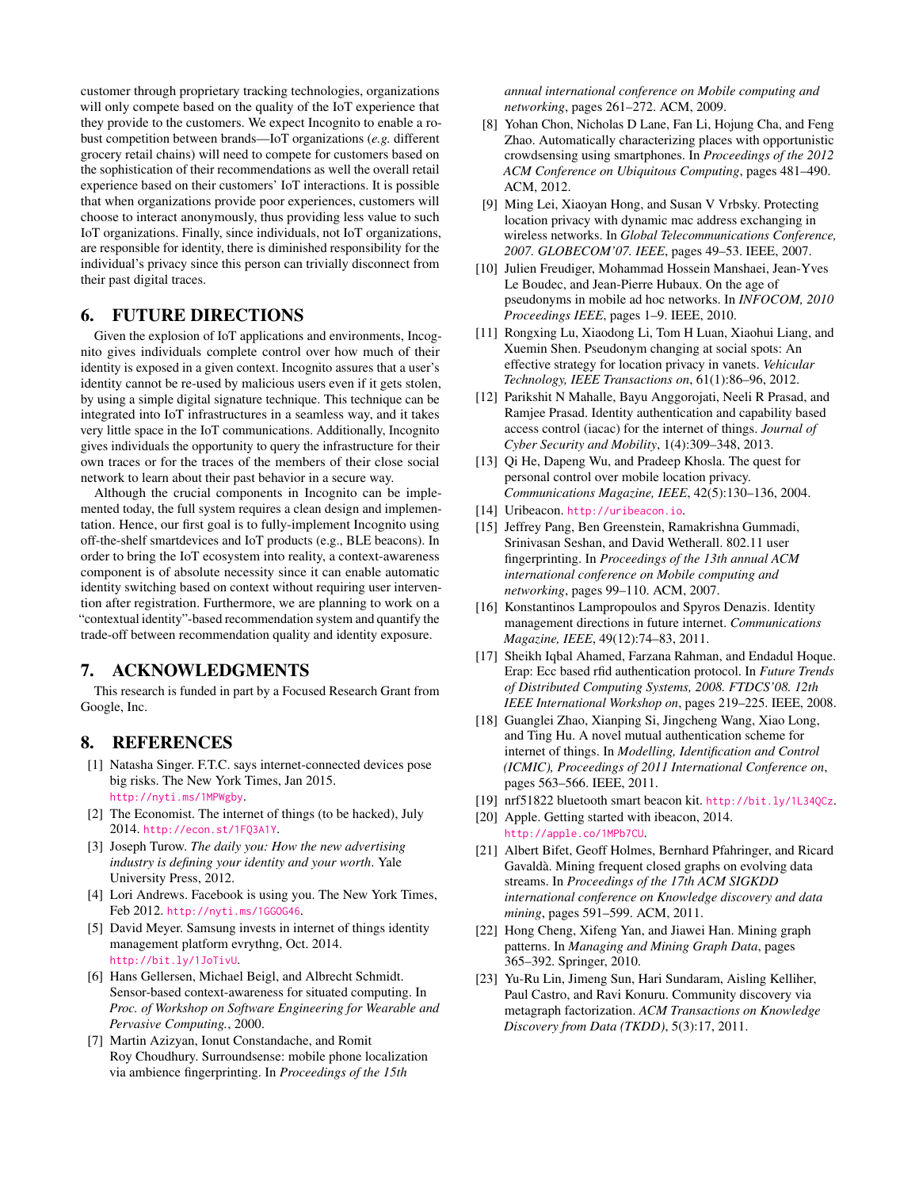customer through proprietary tracking technologies, organizations will only compete based on the quality of the IoT experience that they provide to the customers. We expect Incognito to enable a robust competition between brands—IoT organizations (*e.g.* different grocery retail chains) will need to compete for customers based on the sophistication of their recommendations as well the overall retail experience based on their customers' IoT interactions. It is possible that when organizations provide poor experiences, customers will choose to interact anonymously, thus providing less value to such IoT organizations. Finally, since individuals, not IoT organizations, are responsible for identity, there is diminished responsibility for the individual's privacy since this person can trivially disconnect from their past digital traces.

# 6. FUTURE DIRECTIONS

Given the explosion of IoT applications and environments, Incognito gives individuals complete control over how much of their identity is exposed in a given context. Incognito assures that a user's identity cannot be re-used by malicious users even if it gets stolen, by using a simple digital signature technique. This technique can be integrated into IoT infrastructures in a seamless way, and it takes very little space in the IoT communications. Additionally, Incognito gives individuals the opportunity to query the infrastructure for their own traces or for the traces of the members of their close social network to learn about their past behavior in a secure way.

Although the crucial components in Incognito can be implemented today, the full system requires a clean design and implementation. Hence, our first goal is to fully-implement Incognito using off-the-shelf smartdevices and IoT products (e.g., BLE beacons). In order to bring the IoT ecosystem into reality, a context-awareness component is of absolute necessity since it can enable automatic identity switching based on context without requiring user intervention after registration. Furthermore, we are planning to work on a "contextual identity"-based recommendation system and quantify the trade-off between recommendation quality and identity exposure.

# 7. ACKNOWLEDGMENTS

This research is funded in part by a Focused Research Grant from Google, Inc.

# 8. REFERENCES

[1] Natasha Singer. F.T.C. says internet-connected devices pose big risks. The New York Times, Jan 2015. http://nyti.ms/1MPWgby.

[2] The Economist. The internet of things (to be hacked), July 2014. http://econ.st/1FQ3A1Y.

[3] Joseph Turow. *The daily you: How the new advertising industry is defining your identity and your worth*. Yale University Press, 2012.

[4] Lori Andrews. Facebook is using you. The New York Times, Feb 2012. http://nyti.ms/1GGOG46.

[5] David Meyer. Samsung invests in internet of things identity management platform evrythng, Oct. 2014. http://bit.ly/1JoTivU.

[6] Hans Gellersen, Michael Beigl, and Albrecht Schmidt. Sensor-based context-awareness for situated computing. In *Proc. of Workshop on Software Engineering for Wearable and Pervasive Computing.*, 2000.

[7] Martin Azizyan, Ionut Constandache, and Romit Roy Choudhury. Surroundsense: mobile phone localization via ambience fingerprinting. In *Proceedings of the 15th annual international conference on Mobile computing and networking*, pages 261–272. ACM, 2009.

[8] Yohan Chon, Nicholas D Lane, Fan Li, Hojung Cha, and Feng Zhao. Automatically characterizing places with opportunistic crowdsensing using smartphones. In *Proceedings of the 2012 ACM Conference on Ubiquitous Computing*, pages 481–490. ACM, 2012.

[9] Ming Lei, Xiaoyan Hong, and Susan V Vrbsky. Protecting location privacy with dynamic mac address exchanging in wireless networks. In *Global Telecommunications Conference, 2007. GLOBECOM'07. IEEE*, pages 49–53. IEEE, 2007.

[10] Julien Freudiger, Mohammad Hossein Manshaei, Jean-Yves Le Boudec, and Jean-Pierre Hubaux. On the age of pseudonyms in mobile ad hoc networks. In *INFOCOM, 2010 Proceedings IEEE*, pages 1–9. IEEE, 2010.

[11] Rongxing Lu, Xiaodong Li, Tom H Luan, Xiaohui Liang, and Xuemin Shen. Pseudonym changing at social spots: An effective strategy for location privacy in vanets. *Vehicular Technology, IEEE Transactions on*, 61(1):86–96, 2012.

[12] Parikshit N Mahalle, Bayu Anggorojati, Neeli R Prasad, and Ramjee Prasad. Identity authentication and capability based access control (iacac) for the internet of things. *Journal of Cyber Security and Mobility*, 1(4):309–348, 2013.

[13] Qi He, Dapeng Wu, and Pradeep Khosla. The quest for personal control over mobile location privacy. *Communications Magazine, IEEE*, 42(5):130–136, 2004.

[14] Uribeacon. http://uribeacon.io.

[15] Jeffrey Pang, Ben Greenstein, Ramakrishna Gummadi, Srinivasan Seshan, and David Wetherall. 802.11 user fingerprinting. In *Proceedings of the 13th annual ACM international conference on Mobile computing and networking*, pages 99–110. ACM, 2007.

[16] Konstantinos Lampropoulos and Spyros Denazis. Identity management directions in future internet. *Communications Magazine, IEEE*, 49(12):74–83, 2011.

[17] Sheikh Iqbal Ahamed, Farzana Rahman, and Endadul Hoque. Erap: Ecc based rfid authentication protocol. In *Future Trends of Distributed Computing Systems, 2008. FTDCS'08. 12th IEEE International Workshop on*, pages 219–225. IEEE, 2008.

[18] Guanglei Zhao, Xianping Si, Jingcheng Wang, Xiao Long, and Ting Hu. A novel mutual authentication scheme for internet of things. In *Modelling, Identification and Control (ICMIC), Proceedings of 2011 International Conference on*, pages 563–566. IEEE, 2011.

[19] nrf51822 bluetooth smart beacon kit. http://bit.ly/1L34QCz.

[20] Apple. Getting started with ibeacon, 2014. http://apple.co/1MPb7CU.

[21] Albert Bifet, Geoff Holmes, Bernhard Pfahringer, and Ricard Gavaldà. Mining frequent closed graphs on evolving data streams. In *Proceedings of the 17th ACM SIGKDD international conference on Knowledge discovery and data mining*, pages 591–599. ACM, 2011.

[22] Hong Cheng, Xifeng Yan, and Jiawei Han. Mining graph patterns. In *Managing and Mining Graph Data*, pages 365–392. Springer, 2010.

[23] Yu-Ru Lin, Jimeng Sun, Hari Sundaram, Aisling Kelliher, Paul Castro, and Ravi Konuru. Community discovery via metagraph factorization. *ACM Transactions on Knowledge Discovery from Data (TKDD)*, 5(3):17, 2011.